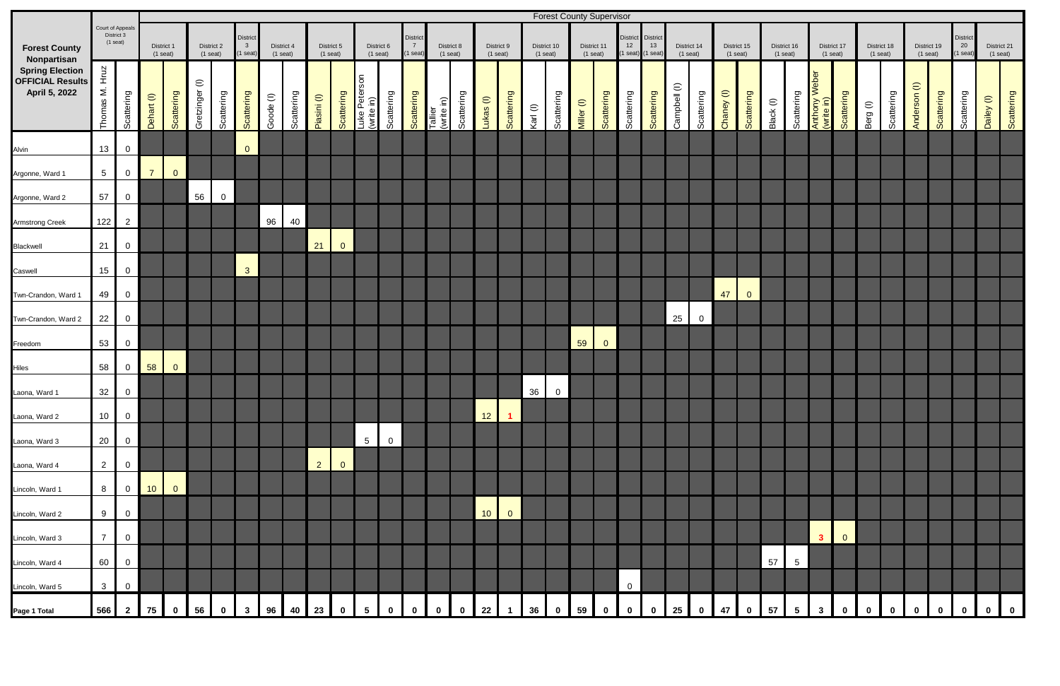| Forest County Nonpartisan Spring Election OFFICIAL Results April 5, 2022 | Court of Appeals District 3 (1 seat) | | Forest County Supervisor | | | | | | | | | | | | | | | | | | | | | | | | | | | | | | | | | | | |
|---|---|---|---|---|---|---|---|---|---|---|---|---|---|---|---|---|---|---|---|---|---|---|---|---|---|---|---|---|---|---|---|---|---|---|---|---|---|---|
| | | | District 1 (1 seat) | | District 2 (1 seat) | | District 3 (1 seat) | District 4 (1 seat) | | District 5 (1 seat) | | District 6 (1 seat) | | District 7 (1 seat) | District 8 (1 seat) | | District 9 (1 seat) | | District 10 (1 seat) | | District 11 (1 seat) | | District 12 (1 seat) | District 13 (1 seat) | District 14 (1 seat) | | District 15 (1 seat) | | District 16 (1 seat) | | District 17 (1 seat) | | District 18 (1 seat) | | District 19 (1 seat) | | District 20 (1 seat) | District 21 (1 seat) | |
| | Thomas M. Hruz | Scattering | Dehart (I) | Scattering | Gretzinger (I) | Scattering | Scattering | Goode (I) | Scattering | Piasini (I) | Scattering | Luke Peterson (write in) | Scattering | Scattering | Taller (write in) | Scattering | Lukas (I) | Scattering | Karl (I) | Scattering | Miller (I) | Scattering | Scattering | Scattering | Campbell (I) | Scattering | Chaney (I) | Scattering | Black (I) | Scattering | Anthony Weber (write in) | Scattering | Berg (I) | Scattering | Anderson (I) | Scattering | Scattering | Dailey (I) | Scattering |
| Alvin | 13 | 0 | | | | | 0 | | | | | | | | | | | | | | | | | | | | | | | | | | | | | | | | |
| Argonne, Ward 1 | 5 | 0 | 7 | 0 | | | | | | | | | | | | | | | | | | | | | | | | | | | | | | | | | | | |
| Argonne, Ward 2 | 57 | 0 | | | 56 | 0 | | | | | | | | | | | | | | | | | | | | | | | | | | | | | | | | | |
| Armstrong Creek | 122 | 2 | | | | | | 96 | 40 | | | | | | | | | | | | | | | | | | | | | | | | | | | | | | |
| Blackwell | 21 | 0 | | | | | | | | 21 | 0 | | | | | | | | | | | | | | | | | | | | | | | | | | | | |
| Caswell | 15 | 0 | | | | | 3 | | | | | | | | | | | | | | | | | | | | | | | | | | | | | | | | |
| Twn-Crandon, Ward 1 | 49 | 0 | | | | | | | | | | | | | | | | | | | | | | | | | 47 | 0 | | | | | | | | | | | |
| Twn-Crandon, Ward 2 | 22 | 0 | | | | | | | | | | | | | | | | | | | | | | | 25 | 0 | | | | | | | | | | | | | |
| Freedom | 53 | 0 | | | | | | | | | | | | | | | | | | | 59 | 0 | | | | | | | | | | | | | | | | | |
| Hiles | 58 | 0 | 58 | 0 | | | | | | | | | | | | | | | | | | | | | | | | | | | | | | | | | | | |
| Laona, Ward 1 | 32 | 0 | | | | | | | | | | | | | | | | | 36 | 0 | | | | | | | | | | | | | | | | | | | |
| Laona, Ward 2 | 10 | 0 | | | | | | | | | | | | | | | 12 | 1 | | | | | | | | | | | | | | | | | | | | | |
| Laona, Ward 3 | 20 | 0 | | | | | | | | | | 5 | 0 | | | | | | | | | | | | | | | | | | | | | | | | | | |
| Laona, Ward 4 | 2 | 0 | | | | | | | | 2 | 0 | | | | | | | | | | | | | | | | | | | | | | | | | | | | |
| Lincoln, Ward 1 | 8 | 0 | 10 | 0 | | | | | | | | | | | | | | | | | | | | | | | | | | | | | | | | | | | |
| Lincoln, Ward 2 | 9 | 0 | | | | | | | | | | | | | | | 10 | 0 | | | | | | | | | | | | | | | | | | | | | |
| Lincoln, Ward 3 | 7 | 0 | | | | | | | | | | | | | | | | | | | | | | | | | | | | | 3 | 0 | | | | | | | |
| Lincoln, Ward 4 | 60 | 0 | | | | | | | | | | | | | | | | | | | | | | | | | | | 57 | 5 | | | | | | | | | |
| Lincoln, Ward 5 | 3 | 0 | | | | | | | | | | | | | | | | | | | | | 0 | | | | | | | | | | | | | | | | |
| **Page 1 Total** | **566** | **2** | **75** | **0** | **56** | **0** | **3** | **96** | **40** | **23** | **0** | **5** | **0** | **0** | **0** | **0** | **22** | **1** | **36** | **0** | **59** | **0** | **0** | **0** | **25** | **0** | **47** | **0** | **57** | **5** | **3** | **0** | **0** | **0** | **0** | **0** | **0** | **0** | **0** |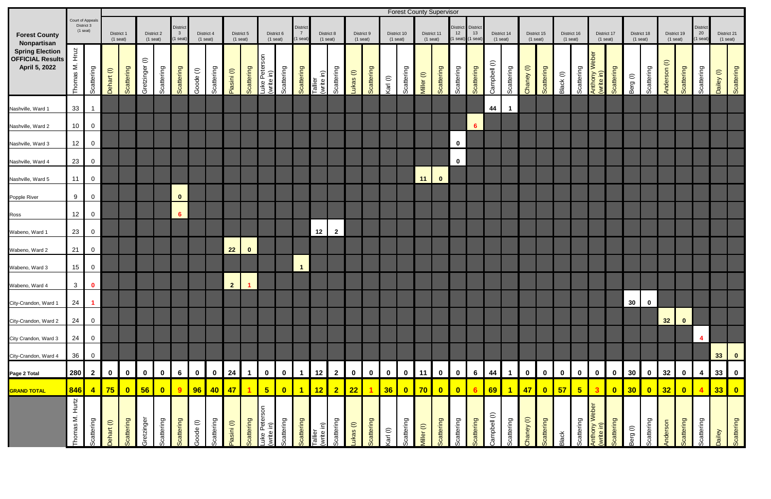| Forest County Nonpartisan Spring Election OFFICIAL Results April 5, 2022 | Court of Appeals District 3 (1 seat) | | Forest County Supervisor | | | | | | | | | | | | | | | | | | | | | | | | | | | | | | | | | | | | |
|---|---|---|---|---|---|---|---|---|---|---|---|---|---|---|---|---|---|---|---|---|---|---|---|---|---|---|---|---|---|---|---|---|---|---|---|---|---|---|---|
| | | | District 1 (1 seat) | | District 2 (1 seat) | | District 3 (1 seat) | District 4 (1 seat) | | District 5 (1 seat) | | District 6 (1 seat) | | District 7 (1 seat) | District 8 (1 seat) | | District 9 (1 seat) | | District 10 (1 seat) | | District 11 (1 seat) | | District 12 (1 seat) | District 13 (1 seat) | District 14 (1 seat) | | District 15 (1 seat) | | District 16 (1 seat) | | District 17 (1 seat) | | District 18 (1 seat) | | District 19 (1 seat) | | District 20 (1 seat) | District 21 (1 seat) | |
| | Thomas M. Hruz | Scattering | Dehart (I) | Scattering | Gretzinger (I) | Scattering | Scattering | Goode (I) | Scattering | Piasini (I) | Scattering | Luke Peterson (write in) | Scattering | Scattering | Tallier (write in) | Scattering | Lukas (I) | Scattering | Karl (I) | Scattering | Miller (I) | Scattering | Scattering | Scattering | Campbell (I) | Scattering | Chaney (I) | Scattering | Black (I) | Scattering | Anthony Weber (write in) | Scattering | Berg (I) | Scattering | Anderson (I) | Scattering | Scattering | Dailey (I) | Scattering |
| Nashville, Ward 1 | 33 | 1 | | | | | | | | | | | | | | | | | | | | | | | 44 | 1 | | | | | | | | | | | | | |
| Nashville, Ward 2 | 10 | 0 | | | | | | | | | | | | | | | | | | | | | | 6 | | | | | | | | | | | | | | | |
| Nashville, Ward 3 | 12 | 0 | | | | | | | | | | | | | | | | | | | | | 0 | | | | | | | | | | | | | | | | |
| Nashville, Ward 4 | 23 | 0 | | | | | | | | | | | | | | | | | | | | | 0 | | | | | | | | | | | | | | | | |
| Nashville, Ward 5 | 11 | 0 | | | | | | | | | | | | | | | | | | | 11 | 0 | | | | | | | | | | | | | | | | | |
| Popple River | 9 | 0 | | | | | 0 | | | | | | | | | | | | | | | | | | | | | | | | | | | | | | | | |
| Ross | 12 | 0 | | | | | 6 | | | | | | | | | | | | | | | | | | | | | | | | | | | | | | | | |
| Wabeno, Ward 1 | 23 | 0 | | | | | | | | | | | | | 12 | 2 | | | | | | | | | | | | | | | | | | | | | | | |
| Wabeno, Ward 2 | 21 | 0 | | | | | | | | 22 | 0 | | | | | | | | | | | | | | | | | | | | | | | | | | | | |
| Wabeno, Ward 3 | 15 | 0 | | | | | | | | | | | | 1 | | | | | | | | | | | | | | | | | | | | | | | | | |
| Wabeno, Ward 4 | 3 | 0 | | | | | | | | 2 | 1 | | | | | | | | | | | | | | | | | | | | | | | | | | | | |
| City-Crandon, Ward 1 | 24 | 1 | | | | | | | | | | | | | | | | | | | | | | | | | | | | | | | 30 | 0 | | | | | |
| City-Crandon, Ward 2 | 24 | 0 | | | | | | | | | | | | | | | | | | | | | | | | | | | | | | | | | 32 | 0 | | | |
| City Crandon, Ward 3 | 24 | 0 | | | | | | | | | | | | | | | | | | | | | | | | | | | | | | | | | | | 4 | | |
| City-Crandon, Ward 4 | 36 | 0 | | | | | | | | | | | | | | | | | | | | | | | | | | | | | | | | | | | | 33 | 0 |
| Page 2 Total | 280 | 2 | 0 | 0 | 0 | 0 | 6 | 0 | 0 | 24 | 1 | 0 | 0 | 1 | 12 | 2 | 0 | 0 | 0 | 0 | 11 | 0 | 0 | 6 | 44 | 1 | 0 | 0 | 0 | 0 | 0 | 0 | 30 | 0 | 32 | 0 | 4 | 33 | 0 |
| GRAND TOTAL | 846 | 4 | 75 | 0 | 56 | 0 | 9 | 96 | 40 | 47 | 1 | 5 | 0 | 1 | 12 | 2 | 22 | 1 | 36 | 0 | 70 | 0 | 0 | 6 | 69 | 1 | 47 | 0 | 57 | 5 | 3 | 0 | 30 | 0 | 32 | 0 | 4 | 33 | 0 |
| | Thomas M. Hurtz | Scattering | Dehart (I) | Scattering | Gretzinger | Scattering | Scattering | Goode (I) | Scattering | Piasini (I) | Scattering | Luke Peterson (write in) | Scattering | Scattering | Tallier (write in) | Scattering | Lukas (I) | Scattering | Karl (I) | Scattering | Miller (I) | Scattering | Scattering | Scattering | Campbell (I) | Scattering | Chaney (I) | Scattering | Black | Scattering | Anthony Weber (write in) | Scattering | Berg (I) | Scattering | Anderson | Scattering | Scattering | Dailey | Scattering |